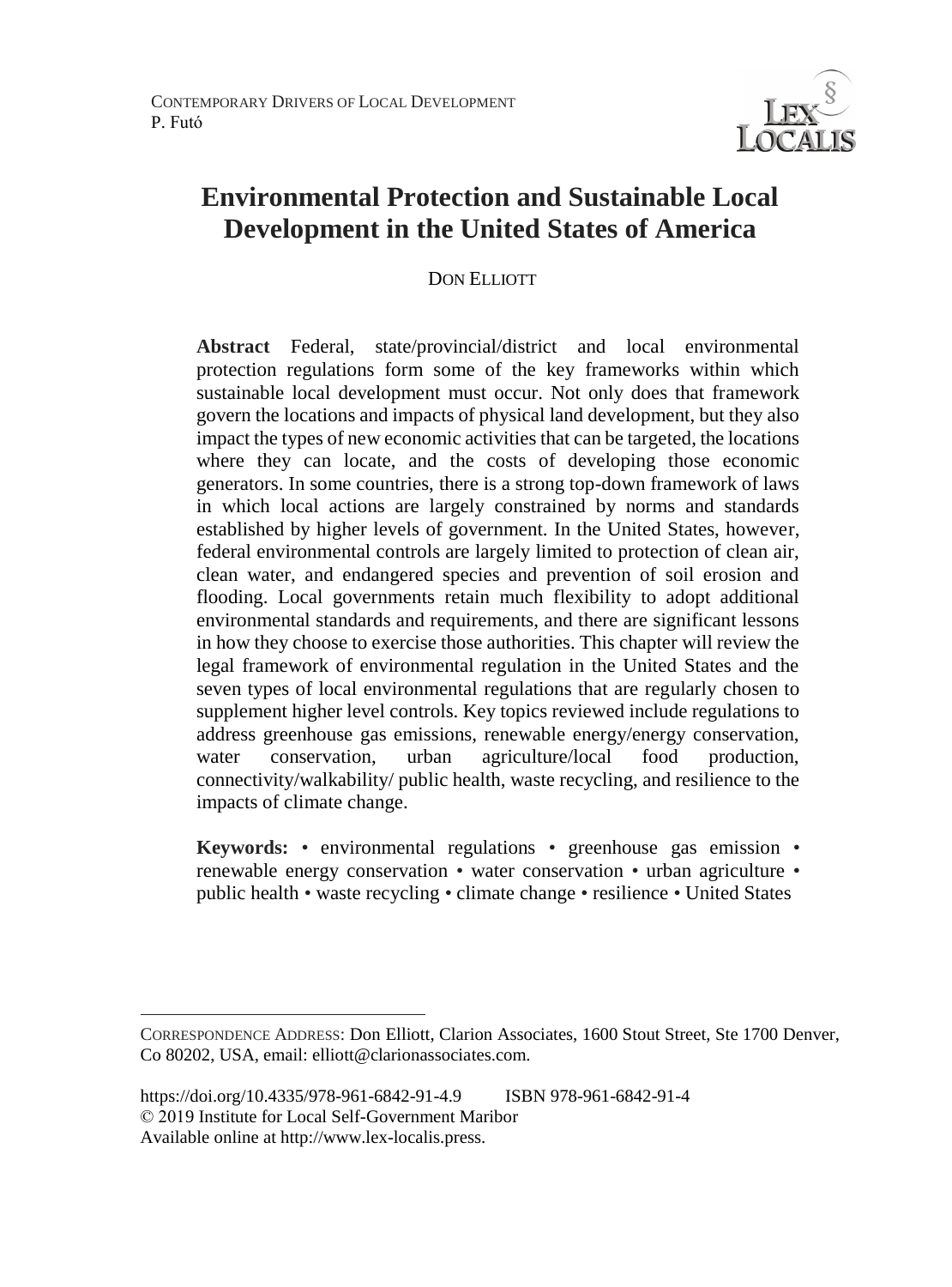# Environmental Protection and Sustainable Local Development in the United States of America

DON ELLIOTT

**Abstract** Federal, state/provincial/district and local environmental protection regulations form some of the key frameworks within which sustainable local development must occur. Not only does that framework govern the locations and impacts of physical land development, but they also impact the types of new economic activities that can be targeted, the locations where they can locate, and the costs of developing those economic generators. In some countries, there is a strong top-down framework of laws in which local actions are largely constrained by norms and standards established by higher levels of government. In the United States, however, federal environmental controls are largely limited to protection of clean air, clean water, and endangered species and prevention of soil erosion and flooding. Local governments retain much flexibility to adopt additional environmental standards and requirements, and there are significant lessons in how they choose to exercise those authorities. This chapter will review the legal framework of environmental regulation in the United States and the seven types of local environmental regulations that are regularly chosen to supplement higher level controls. Key topics reviewed include regulations to address greenhouse gas emissions, renewable energy/energy conservation, water conservation, urban agriculture/local food production, connectivity/walkability/ public health, waste recycling, and resilience to the impacts of climate change.

**Keywords:** • environmental regulations • greenhouse gas emission • renewable energy conservation • water conservation • urban agriculture • public health • waste recycling • climate change • resilience • United States

---

CORRESPONDENCE ADDRESS: Don Elliott, Clarion Associates, 1600 Stout Street, Ste 1700 Denver, Co 80202, USA, email: elliott@clarionassociates.com.

https://doi.org/10.4335/978-961-6842-91-4.9 ISBN 978-961-6842-91-4
© 2019 Institute for Local Self-Government Maribor
Available online at http://www.lex-localis.press.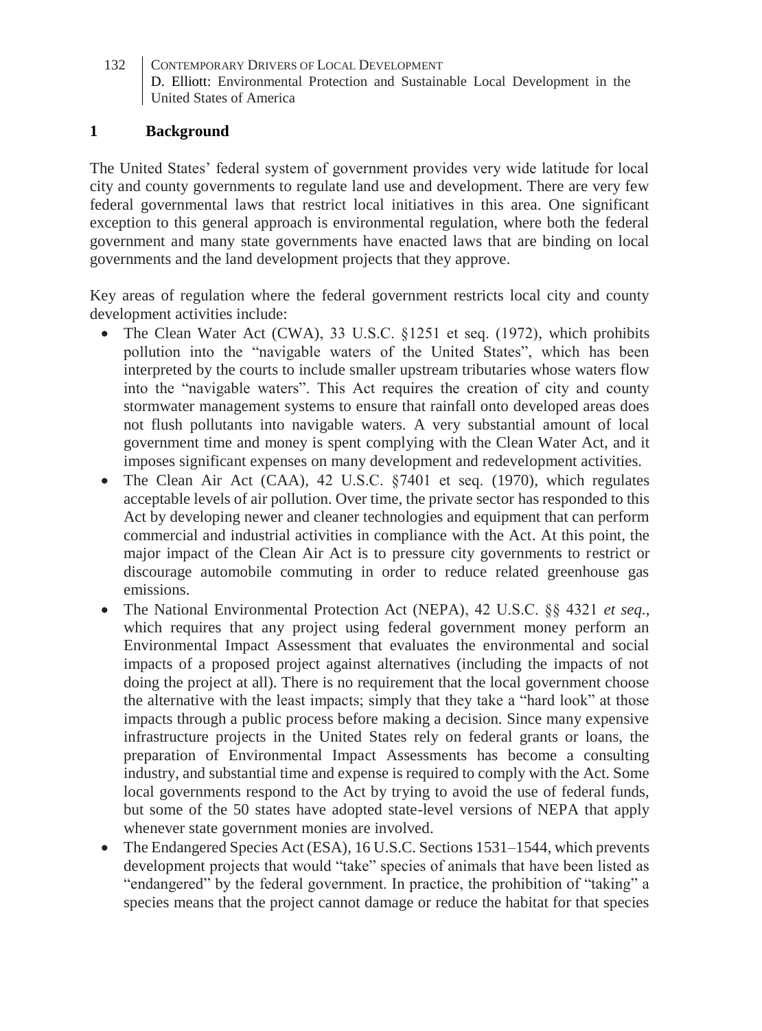## 1 Background

The United States' federal system of government provides very wide latitude for local city and county governments to regulate land use and development. There are very few federal governmental laws that restrict local initiatives in this area. One significant exception to this general approach is environmental regulation, where both the federal government and many state governments have enacted laws that are binding on local governments and the land development projects that they approve.

Key areas of regulation where the federal government restricts local city and county development activities include:

- The Clean Water Act (CWA), 33 U.S.C. §1251 et seq. (1972), which prohibits pollution into the "navigable waters of the United States", which has been interpreted by the courts to include smaller upstream tributaries whose waters flow into the "navigable waters". This Act requires the creation of city and county stormwater management systems to ensure that rainfall onto developed areas does not flush pollutants into navigable waters. A very substantial amount of local government time and money is spent complying with the Clean Water Act, and it imposes significant expenses on many development and redevelopment activities.
- The Clean Air Act (CAA), 42 U.S.C. §7401 et seq. (1970), which regulates acceptable levels of air pollution. Over time, the private sector has responded to this Act by developing newer and cleaner technologies and equipment that can perform commercial and industrial activities in compliance with the Act. At this point, the major impact of the Clean Air Act is to pressure city governments to restrict or discourage automobile commuting in order to reduce related greenhouse gas emissions.
- The National Environmental Protection Act (NEPA), 42 U.S.C. §§ 4321 *et seq.*, which requires that any project using federal government money perform an Environmental Impact Assessment that evaluates the environmental and social impacts of a proposed project against alternatives (including the impacts of not doing the project at all). There is no requirement that the local government choose the alternative with the least impacts; simply that they take a "hard look" at those impacts through a public process before making a decision. Since many expensive infrastructure projects in the United States rely on federal grants or loans, the preparation of Environmental Impact Assessments has become a consulting industry, and substantial time and expense is required to comply with the Act. Some local governments respond to the Act by trying to avoid the use of federal funds, but some of the 50 states have adopted state-level versions of NEPA that apply whenever state government monies are involved.
- The Endangered Species Act (ESA), 16 U.S.C. Sections 1531–1544, which prevents development projects that would "take" species of animals that have been listed as "endangered" by the federal government. In practice, the prohibition of "taking" a species means that the project cannot damage or reduce the habitat for that species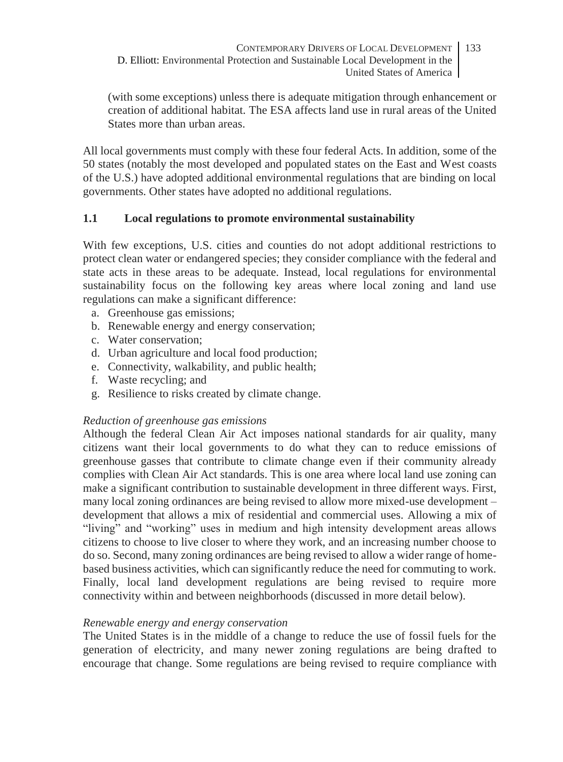(with some exceptions) unless there is adequate mitigation through enhancement or creation of additional habitat. The ESA affects land use in rural areas of the United States more than urban areas.

All local governments must comply with these four federal Acts. In addition, some of the 50 states (notably the most developed and populated states on the East and West coasts of the U.S.) have adopted additional environmental regulations that are binding on local governments. Other states have adopted no additional regulations.

### 1.1 Local regulations to promote environmental sustainability

With few exceptions, U.S. cities and counties do not adopt additional restrictions to protect clean water or endangered species; they consider compliance with the federal and state acts in these areas to be adequate. Instead, local regulations for environmental sustainability focus on the following key areas where local zoning and land use regulations can make a significant difference:

a. Greenhouse gas emissions;
b. Renewable energy and energy conservation;
c. Water conservation;
d. Urban agriculture and local food production;
e. Connectivity, walkability, and public health;
f. Waste recycling; and
g. Resilience to risks created by climate change.

*Reduction of greenhouse gas emissions*

Although the federal Clean Air Act imposes national standards for air quality, many citizens want their local governments to do what they can to reduce emissions of greenhouse gasses that contribute to climate change even if their community already complies with Clean Air Act standards. This is one area where local land use zoning can make a significant contribution to sustainable development in three different ways. First, many local zoning ordinances are being revised to allow more mixed-use development – development that allows a mix of residential and commercial uses. Allowing a mix of "living" and "working" uses in medium and high intensity development areas allows citizens to choose to live closer to where they work, and an increasing number choose to do so. Second, many zoning ordinances are being revised to allow a wider range of home-based business activities, which can significantly reduce the need for commuting to work. Finally, local land development regulations are being revised to require more connectivity within and between neighborhoods (discussed in more detail below).

*Renewable energy and energy conservation*

The United States is in the middle of a change to reduce the use of fossil fuels for the generation of electricity, and many newer zoning regulations are being drafted to encourage that change. Some regulations are being revised to require compliance with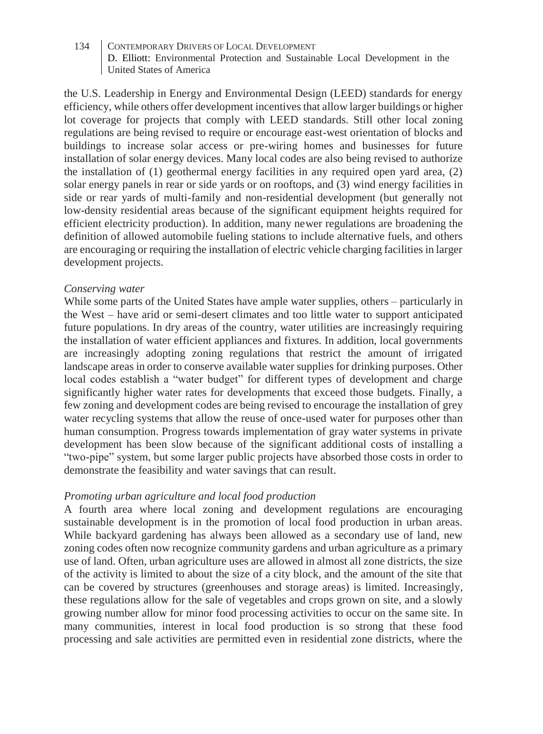the U.S. Leadership in Energy and Environmental Design (LEED) standards for energy efficiency, while others offer development incentives that allow larger buildings or higher lot coverage for projects that comply with LEED standards. Still other local zoning regulations are being revised to require or encourage east-west orientation of blocks and buildings to increase solar access or pre-wiring homes and businesses for future installation of solar energy devices. Many local codes are also being revised to authorize the installation of (1) geothermal energy facilities in any required open yard area, (2) solar energy panels in rear or side yards or on rooftops, and (3) wind energy facilities in side or rear yards of multi-family and non-residential development (but generally not low-density residential areas because of the significant equipment heights required for efficient electricity production). In addition, many newer regulations are broadening the definition of allowed automobile fueling stations to include alternative fuels, and others are encouraging or requiring the installation of electric vehicle charging facilities in larger development projects.

*Conserving water*

While some parts of the United States have ample water supplies, others – particularly in the West – have arid or semi-desert climates and too little water to support anticipated future populations. In dry areas of the country, water utilities are increasingly requiring the installation of water efficient appliances and fixtures. In addition, local governments are increasingly adopting zoning regulations that restrict the amount of irrigated landscape areas in order to conserve available water supplies for drinking purposes. Other local codes establish a "water budget" for different types of development and charge significantly higher water rates for developments that exceed those budgets. Finally, a few zoning and development codes are being revised to encourage the installation of grey water recycling systems that allow the reuse of once-used water for purposes other than human consumption. Progress towards implementation of gray water systems in private development has been slow because of the significant additional costs of installing a "two-pipe" system, but some larger public projects have absorbed those costs in order to demonstrate the feasibility and water savings that can result.

*Promoting urban agriculture and local food production*

A fourth area where local zoning and development regulations are encouraging sustainable development is in the promotion of local food production in urban areas. While backyard gardening has always been allowed as a secondary use of land, new zoning codes often now recognize community gardens and urban agriculture as a primary use of land. Often, urban agriculture uses are allowed in almost all zone districts, the size of the activity is limited to about the size of a city block, and the amount of the site that can be covered by structures (greenhouses and storage areas) is limited. Increasingly, these regulations allow for the sale of vegetables and crops grown on site, and a slowly growing number allow for minor food processing activities to occur on the same site. In many communities, interest in local food production is so strong that these food processing and sale activities are permitted even in residential zone districts, where the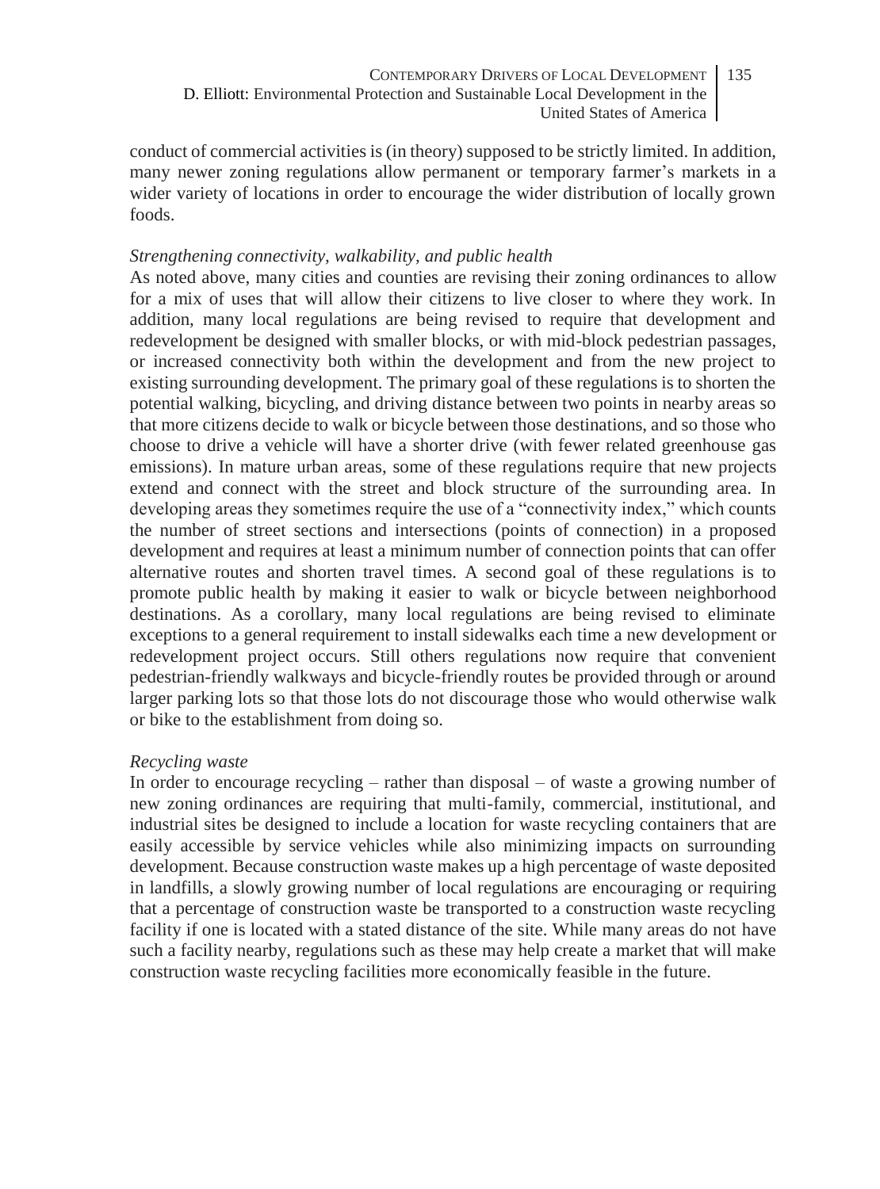conduct of commercial activities is (in theory) supposed to be strictly limited. In addition, many newer zoning regulations allow permanent or temporary farmer's markets in a wider variety of locations in order to encourage the wider distribution of locally grown foods.

*Strengthening connectivity, walkability, and public health*

As noted above, many cities and counties are revising their zoning ordinances to allow for a mix of uses that will allow their citizens to live closer to where they work. In addition, many local regulations are being revised to require that development and redevelopment be designed with smaller blocks, or with mid-block pedestrian passages, or increased connectivity both within the development and from the new project to existing surrounding development. The primary goal of these regulations is to shorten the potential walking, bicycling, and driving distance between two points in nearby areas so that more citizens decide to walk or bicycle between those destinations, and so those who choose to drive a vehicle will have a shorter drive (with fewer related greenhouse gas emissions). In mature urban areas, some of these regulations require that new projects extend and connect with the street and block structure of the surrounding area. In developing areas they sometimes require the use of a "connectivity index," which counts the number of street sections and intersections (points of connection) in a proposed development and requires at least a minimum number of connection points that can offer alternative routes and shorten travel times. A second goal of these regulations is to promote public health by making it easier to walk or bicycle between neighborhood destinations. As a corollary, many local regulations are being revised to eliminate exceptions to a general requirement to install sidewalks each time a new development or redevelopment project occurs. Still others regulations now require that convenient pedestrian-friendly walkways and bicycle-friendly routes be provided through or around larger parking lots so that those lots do not discourage those who would otherwise walk or bike to the establishment from doing so.

*Recycling waste*

In order to encourage recycling – rather than disposal – of waste a growing number of new zoning ordinances are requiring that multi-family, commercial, institutional, and industrial sites be designed to include a location for waste recycling containers that are easily accessible by service vehicles while also minimizing impacts on surrounding development. Because construction waste makes up a high percentage of waste deposited in landfills, a slowly growing number of local regulations are encouraging or requiring that a percentage of construction waste be transported to a construction waste recycling facility if one is located with a stated distance of the site. While many areas do not have such a facility nearby, regulations such as these may help create a market that will make construction waste recycling facilities more economically feasible in the future.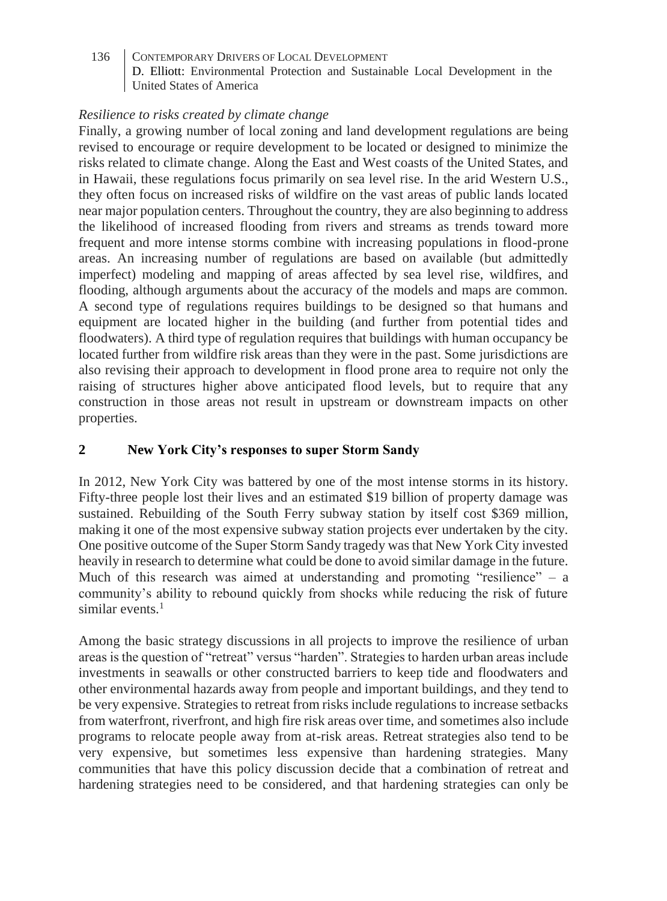*Resilience to risks created by climate change*

Finally, a growing number of local zoning and land development regulations are being revised to encourage or require development to be located or designed to minimize the risks related to climate change. Along the East and West coasts of the United States, and in Hawaii, these regulations focus primarily on sea level rise. In the arid Western U.S., they often focus on increased risks of wildfire on the vast areas of public lands located near major population centers. Throughout the country, they are also beginning to address the likelihood of increased flooding from rivers and streams as trends toward more frequent and more intense storms combine with increasing populations in flood-prone areas. An increasing number of regulations are based on available (but admittedly imperfect) modeling and mapping of areas affected by sea level rise, wildfires, and flooding, although arguments about the accuracy of the models and maps are common. A second type of regulations requires buildings to be designed so that humans and equipment are located higher in the building (and further from potential tides and floodwaters). A third type of regulation requires that buildings with human occupancy be located further from wildfire risk areas than they were in the past. Some jurisdictions are also revising their approach to development in flood prone area to require not only the raising of structures higher above anticipated flood levels, but to require that any construction in those areas not result in upstream or downstream impacts on other properties.

## 2 New York City's responses to super Storm Sandy

In 2012, New York City was battered by one of the most intense storms in its history. Fifty-three people lost their lives and an estimated $19 billion of property damage was sustained. Rebuilding of the South Ferry subway station by itself cost $369 million, making it one of the most expensive subway station projects ever undertaken by the city. One positive outcome of the Super Storm Sandy tragedy was that New York City invested heavily in research to determine what could be done to avoid similar damage in the future. Much of this research was aimed at understanding and promoting "resilience" – a community's ability to rebound quickly from shocks while reducing the risk of future similar events.[1]

Among the basic strategy discussions in all projects to improve the resilience of urban areas is the question of "retreat" versus "harden". Strategies to harden urban areas include investments in seawalls or other constructed barriers to keep tide and floodwaters and other environmental hazards away from people and important buildings, and they tend to be very expensive. Strategies to retreat from risks include regulations to increase setbacks from waterfront, riverfront, and high fire risk areas over time, and sometimes also include programs to relocate people away from at-risk areas. Retreat strategies also tend to be very expensive, but sometimes less expensive than hardening strategies. Many communities that have this policy discussion decide that a combination of retreat and hardening strategies need to be considered, and that hardening strategies can only be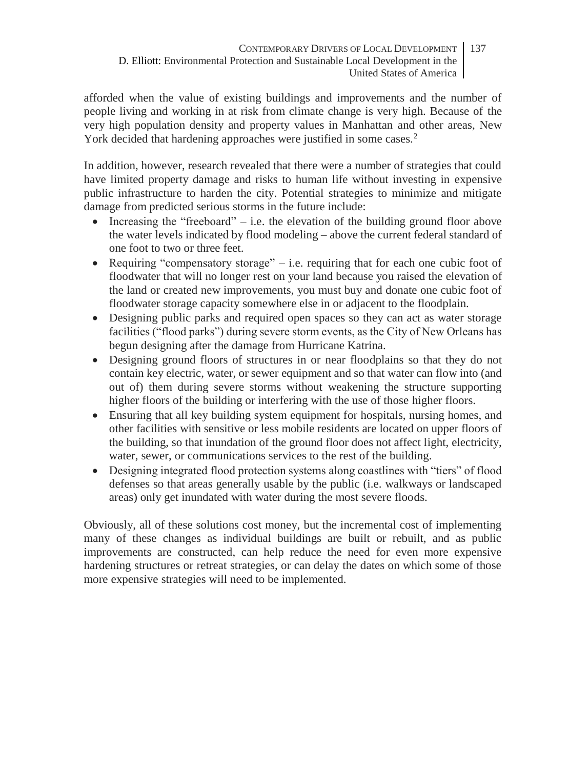afforded when the value of existing buildings and improvements and the number of people living and working in at risk from climate change is very high. Because of the very high population density and property values in Manhattan and other areas, New York decided that hardening approaches were justified in some cases.[2]

In addition, however, research revealed that there were a number of strategies that could have limited property damage and risks to human life without investing in expensive public infrastructure to harden the city. Potential strategies to minimize and mitigate damage from predicted serious storms in the future include:

- Increasing the "freeboard" – i.e. the elevation of the building ground floor above the water levels indicated by flood modeling – above the current federal standard of one foot to two or three feet.
- Requiring "compensatory storage" – i.e. requiring that for each one cubic foot of floodwater that will no longer rest on your land because you raised the elevation of the land or created new improvements, you must buy and donate one cubic foot of floodwater storage capacity somewhere else in or adjacent to the floodplain.
- Designing public parks and required open spaces so they can act as water storage facilities ("flood parks") during severe storm events, as the City of New Orleans has begun designing after the damage from Hurricane Katrina.
- Designing ground floors of structures in or near floodplains so that they do not contain key electric, water, or sewer equipment and so that water can flow into (and out of) them during severe storms without weakening the structure supporting higher floors of the building or interfering with the use of those higher floors.
- Ensuring that all key building system equipment for hospitals, nursing homes, and other facilities with sensitive or less mobile residents are located on upper floors of the building, so that inundation of the ground floor does not affect light, electricity, water, sewer, or communications services to the rest of the building.
- Designing integrated flood protection systems along coastlines with "tiers" of flood defenses so that areas generally usable by the public (i.e. walkways or landscaped areas) only get inundated with water during the most severe floods.

Obviously, all of these solutions cost money, but the incremental cost of implementing many of these changes as individual buildings are built or rebuilt, and as public improvements are constructed, can help reduce the need for even more expensive hardening structures or retreat strategies, or can delay the dates on which some of those more expensive strategies will need to be implemented.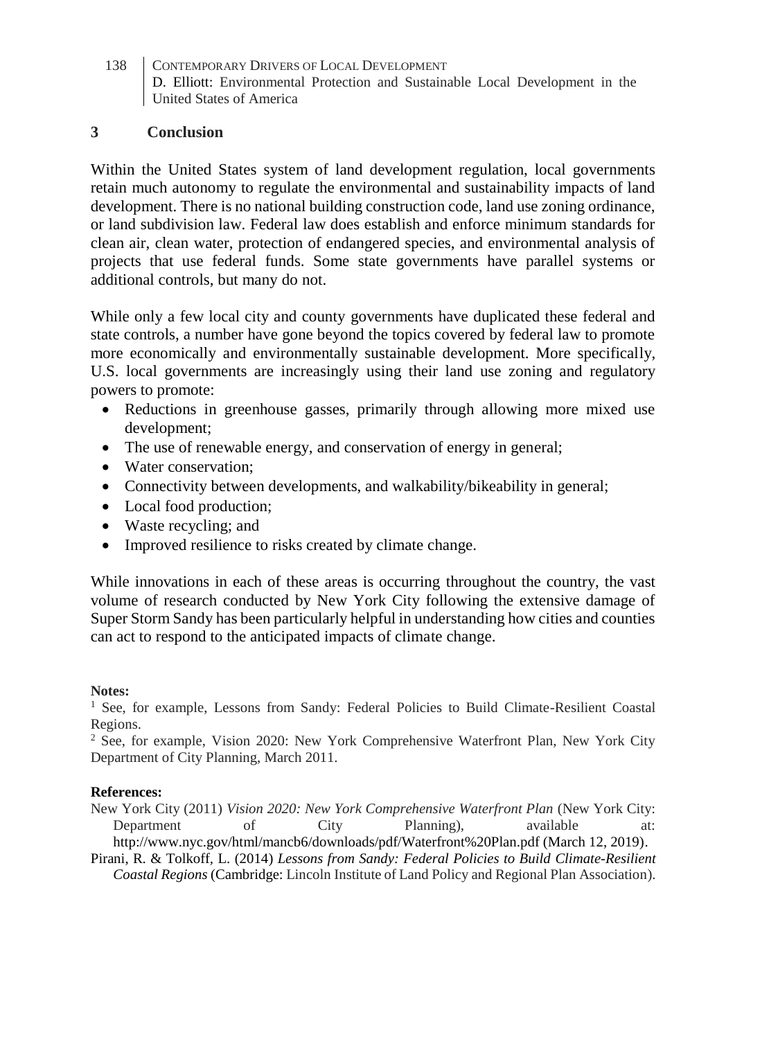## 3 Conclusion

Within the United States system of land development regulation, local governments retain much autonomy to regulate the environmental and sustainability impacts of land development. There is no national building construction code, land use zoning ordinance, or land subdivision law. Federal law does establish and enforce minimum standards for clean air, clean water, protection of endangered species, and environmental analysis of projects that use federal funds. Some state governments have parallel systems or additional controls, but many do not.

While only a few local city and county governments have duplicated these federal and state controls, a number have gone beyond the topics covered by federal law to promote more economically and environmentally sustainable development. More specifically, U.S. local governments are increasingly using their land use zoning and regulatory powers to promote:

- Reductions in greenhouse gasses, primarily through allowing more mixed use development;
- The use of renewable energy, and conservation of energy in general;
- Water conservation;
- Connectivity between developments, and walkability/bikeability in general;
- Local food production;
- Waste recycling; and
- Improved resilience to risks created by climate change.

While innovations in each of these areas is occurring throughout the country, the vast volume of research conducted by New York City following the extensive damage of Super Storm Sandy has been particularly helpful in understanding how cities and counties can act to respond to the anticipated impacts of climate change.

**Notes:**

[1] See, for example, Lessons from Sandy: Federal Policies to Build Climate-Resilient Coastal Regions.

[2] See, for example, Vision 2020: New York Comprehensive Waterfront Plan, New York City Department of City Planning, March 2011.

**References:**

New York City (2011) *Vision 2020: New York Comprehensive Waterfront Plan* (New York City: Department of City Planning), available at: http://www.nyc.gov/html/mancb6/downloads/pdf/Waterfront%20Plan.pdf (March 12, 2019).

Pirani, R. & Tolkoff, L. (2014) *Lessons from Sandy: Federal Policies to Build Climate-Resilient Coastal Regions* (Cambridge: Lincoln Institute of Land Policy and Regional Plan Association).